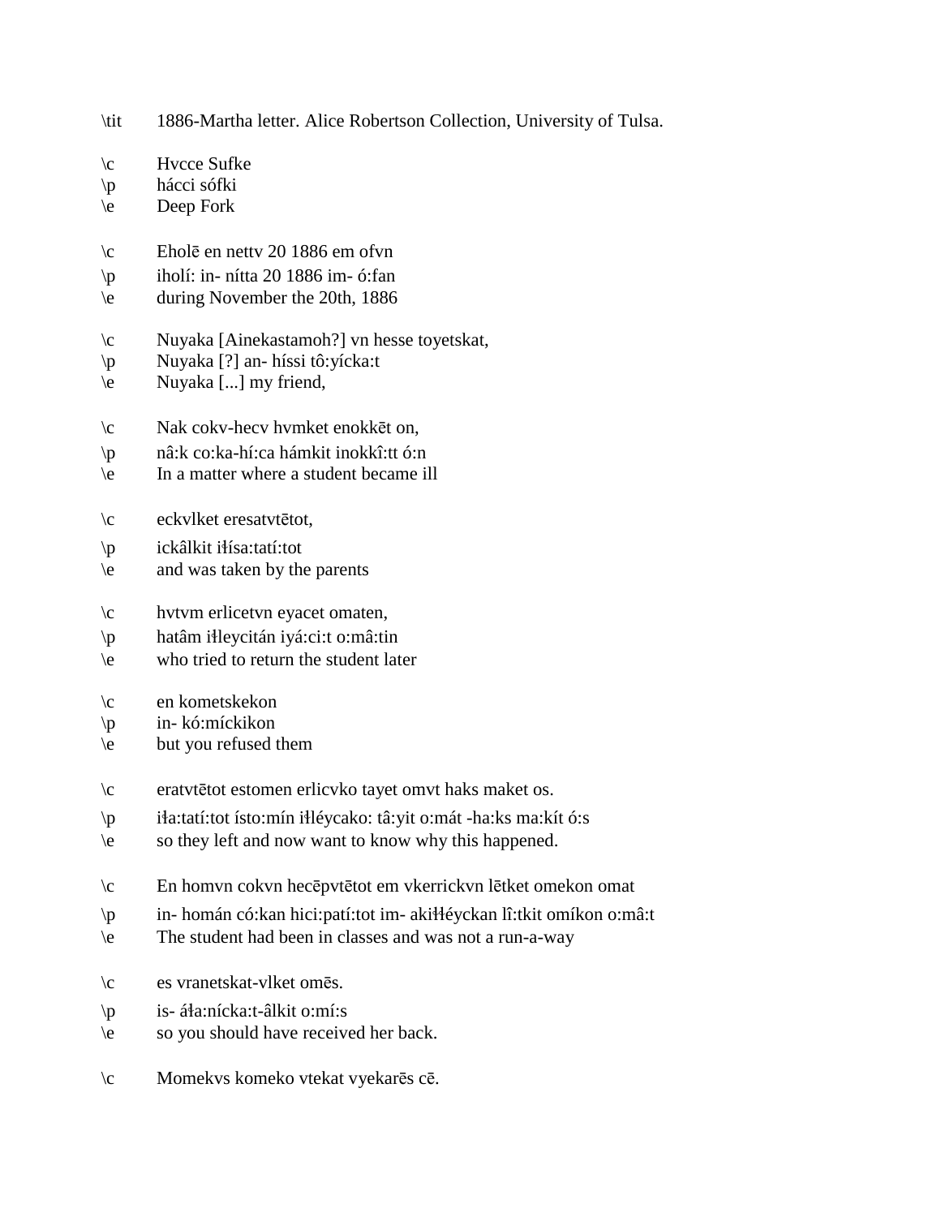\tit 1886-Martha letter. Alice Robertson Collection, University of Tulsa.

\c Hvcce Sufke
\p hácci sófki
\e Deep Fork

\c Eholē en nettv 20 1886 em ofvn
\p iholí: in- nítta 20 1886 im- ó:fan
\e during November the 20th, 1886

\c Nuyaka [Ainekastamoh?] vn hesse toyetskat,
\p Nuyaka [?] an- híssi tô:yícka:t
\e Nuyaka [...] my friend,

\c Nak cokv-hecv hvmket enokkēt on,
\p nâ:k co:ka-hí:ca hámkit inokkî:tt ó:n
\e In a matter where a student became ill

\c eckvlket eresatvtētot,
\p ickâlkit iɬísa:tatí:tot
\e and was taken by the parents

\c hvtvm erlicetvn eyacet omaten,
\p hatâm iɬleycitán iyá:ci:t o:mâ:tin
\e who tried to return the student later

\c en kometskekon
\p in- kó:míckikon
\e but you refused them

\c eratvtētot estomen erlicvko tayet omvt haks maket os.
\p iɬa:tatí:tot ísto:mín iɬléycako: tâ:yit o:mát -ha:ks ma:kít ó:s
\e so they left and now want to know why this happened.

\c En homvn cokvn hecēpvtētot em vkerrickvn lētket omekon omat
\p in- homán có:kan hici:patí:tot im- akiɬléyckan lî:tkit omíkon o:mâ:t
\e The student had been in classes and was not a run-a-way

\c es vranetskat-vlket omēs.
\p is- áɬa:nícka:t-âlkit o:mí:s
\e so you should have received her back.

\c Momekvs komeko vtekat vyekarēs cē.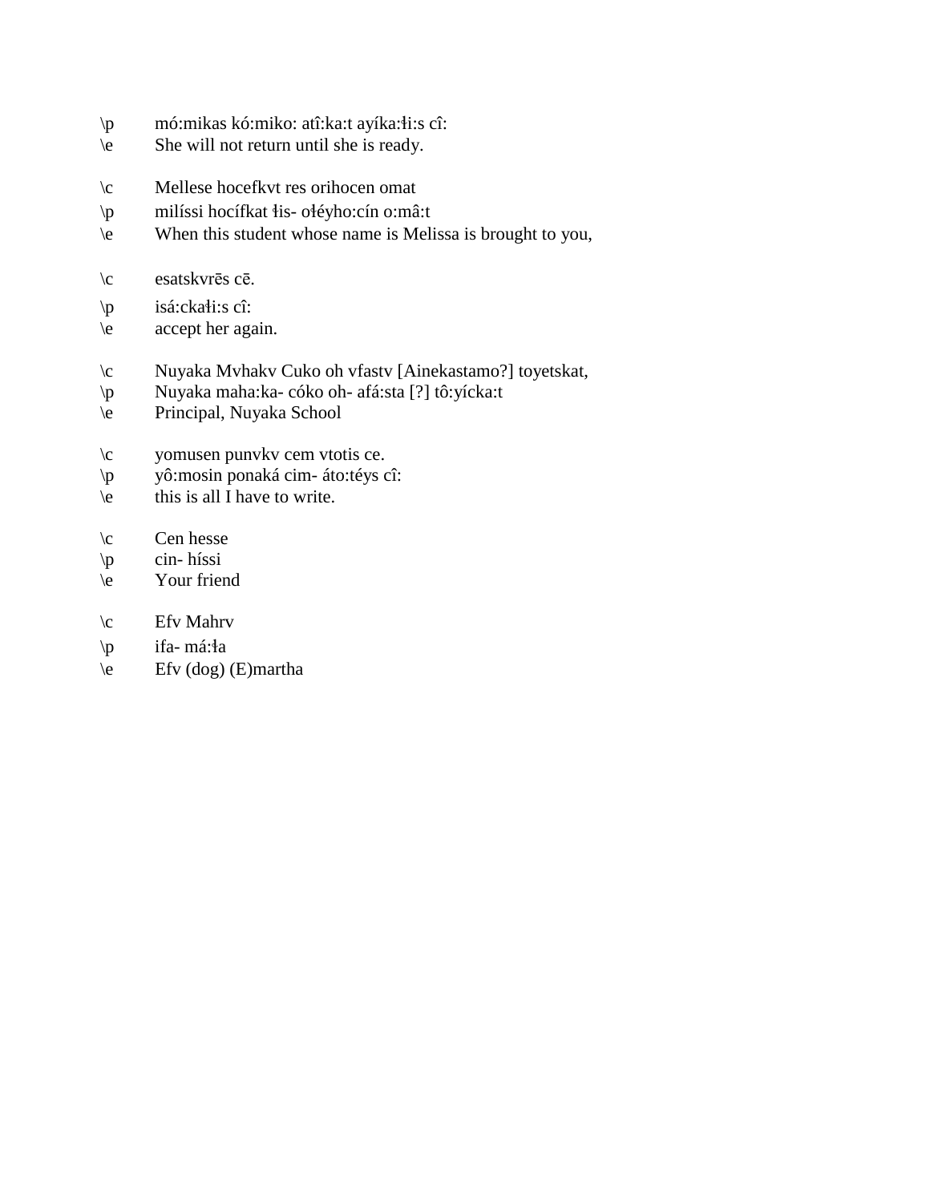\p	mó:mikas kó:miko: atî:ka:t ayíka:ɬi:s cî:
\e	She will not return until she is ready.

\c	Mellese hocefkvt res orihocen omat
\p	milíssi hocífkat ɬis- oɬéyho:cín o:mâ:t
\e	When this student whose name is Melissa is brought to you,

\c	esatskvrēs cē.
\p	isá:ckaɬi:s cî:
\e	accept her again.

\c	Nuyaka Mvhakv Cuko oh vfastv [Ainekastamo?] toyetskat,
\p	Nuyaka maha:ka- cóko oh- afá:sta [?] tô:yícka:t
\e	Principal, Nuyaka School

\c	yomusen punvkv cem vtotis ce.
\p	yô:mosin ponaká cim- áto:téys cî:
\e	this is all I have to write.

\c	Cen hesse
\p	cin- híssi
\e	Your friend

\c	Efv Mahrv
\p	ifa- má:ɬa
\e	Efv (dog) (E)martha